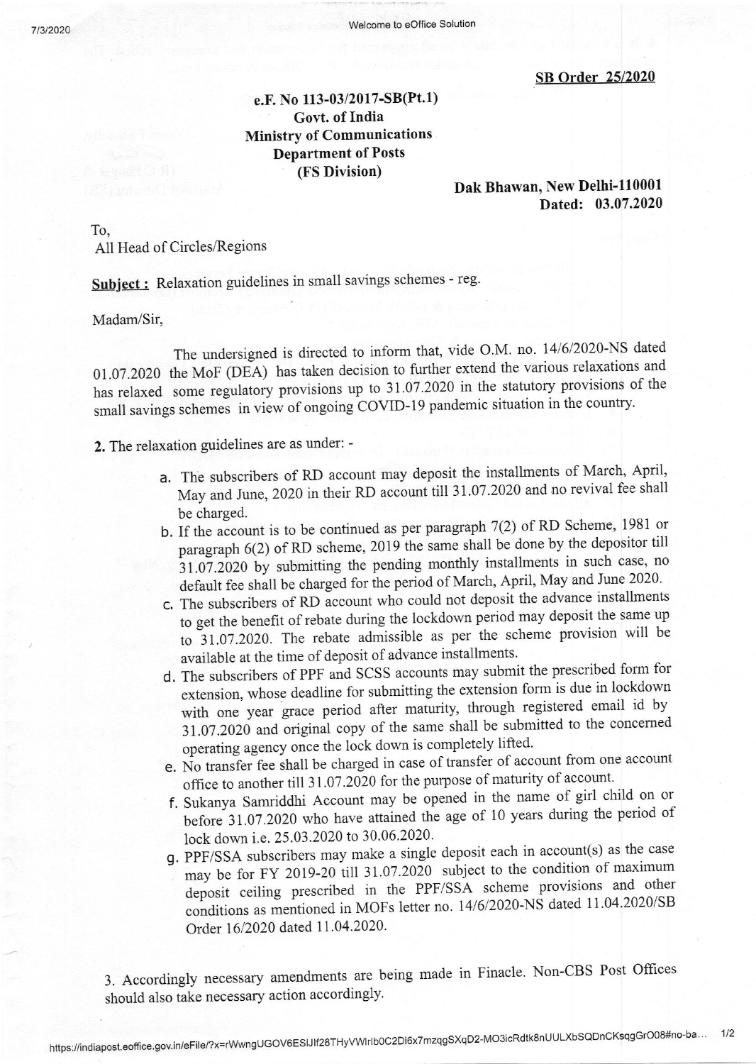**SB Order 25/2020**

**e.F. No 113-03/2017-SB(Pt.1)**
**Govt. of India**
**Ministry of Communications**
**Department of Posts**
**(FS Division)**

**Dak Bhawan, New Delhi-110001**
**Dated: 03.07.2020**

To,
All Head of Circles/Regions

**Subject:** Relaxation guidelines in small savings schemes - reg.

Madam/Sir,

The undersigned is directed to inform that, vide O.M. no. 14/6/2020-NS dated 01.07.2020 the MoF (DEA) has taken decision to further extend the various relaxations and has relaxed some regulatory provisions up to 31.07.2020 in the statutory provisions of the small savings schemes in view of ongoing COVID-19 pandemic situation in the country.

**2.** The relaxation guidelines are as under: -

a. The subscribers of RD account may deposit the installments of March, April, May and June, 2020 in their RD account till 31.07.2020 and no revival fee shall be charged.

b. If the account is to be continued as per paragraph 7(2) of RD Scheme, 1981 or paragraph 6(2) of RD scheme, 2019 the same shall be done by the depositor till 31.07.2020 by submitting the pending monthly installments in such case, no default fee shall be charged for the period of March, April, May and June 2020.

c. The subscribers of RD account who could not deposit the advance installments to get the benefit of rebate during the lockdown period may deposit the same up to 31.07.2020. The rebate admissible as per the scheme provision will be available at the time of deposit of advance installments.

d. The subscribers of PPF and SCSS accounts may submit the prescribed form for extension, whose deadline for submitting the extension form is due in lockdown with one year grace period after maturity, through registered email id by 31.07.2020 and original copy of the same shall be submitted to the concerned operating agency once the lock down is completely lifted.

e. No transfer fee shall be charged in case of transfer of account from one account office to another till 31.07.2020 for the purpose of maturity of account.

f. Sukanya Samriddhi Account may be opened in the name of girl child on or before 31.07.2020 who have attained the age of 10 years during the period of lock down i.e. 25.03.2020 to 30.06.2020.

g. PPF/SSA subscribers may make a single deposit each in account(s) as the case may be for FY 2019-20 till 31.07.2020 subject to the condition of maximum deposit ceiling prescribed in the PPF/SSA scheme provisions and other conditions as mentioned in MOFs letter no. 14/6/2020-NS dated 11.04.2020/SB Order 16/2020 dated 11.04.2020.

3. Accordingly necessary amendments are being made in Finacle. Non-CBS Post Offices should also take necessary action accordingly.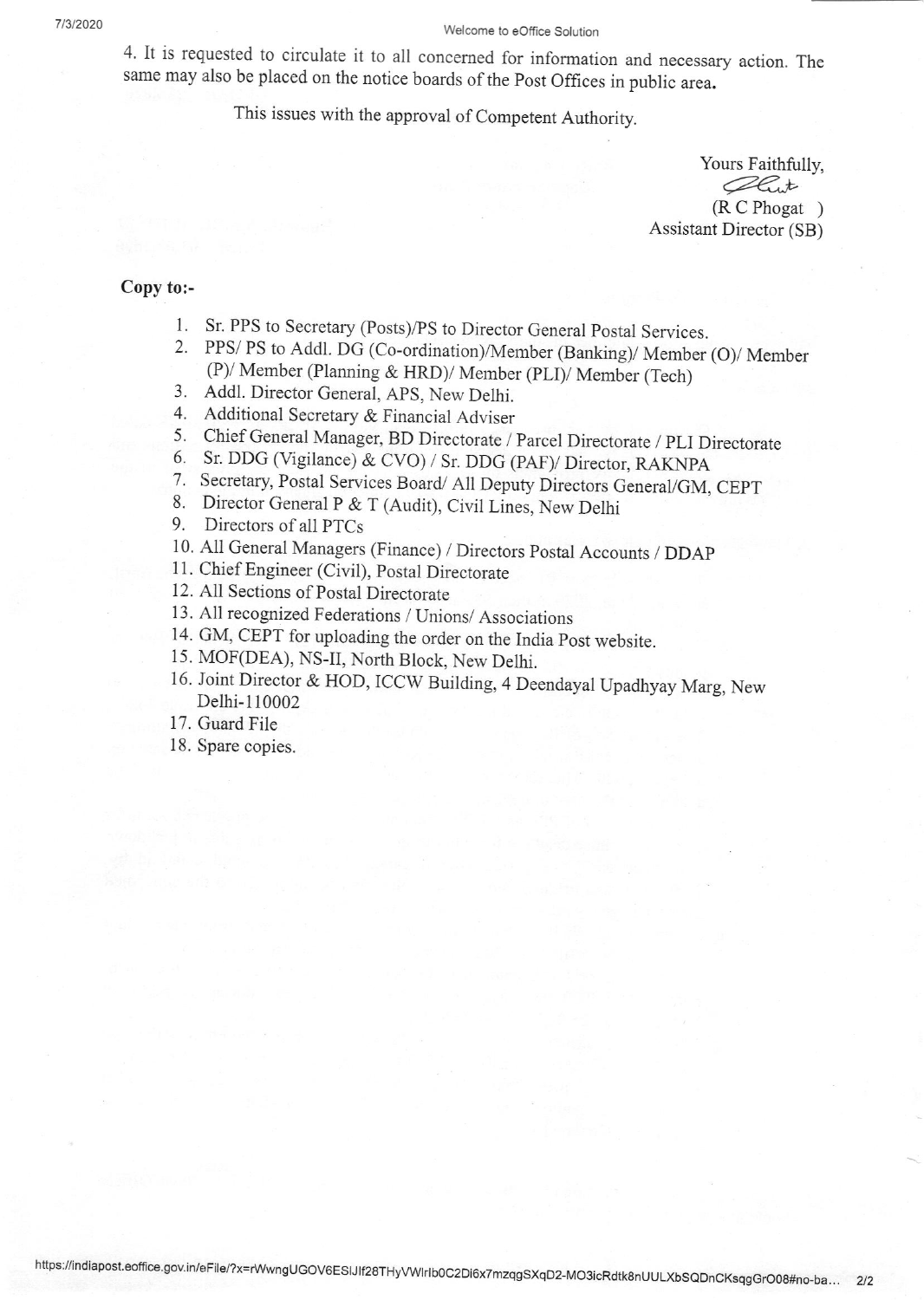4. It is requested to circulate it to all concerned for information and necessary action. The same may also be placed on the notice boards of the Post Offices in public area.

This issues with the approval of Competent Authority.

Yours Faithfully,

(R C Phogat )
Assistant Director (SB)

**Copy to:-**

1. Sr. PPS to Secretary (Posts)/PS to Director General Postal Services.
2. PPS/ PS to Addl. DG (Co-ordination)/Member (Banking)/ Member (O)/ Member (P)/ Member (Planning & HRD)/ Member (PLI)/ Member (Tech)
3. Addl. Director General, APS, New Delhi.
4. Additional Secretary & Financial Adviser
5. Chief General Manager, BD Directorate / Parcel Directorate / PLI Directorate
6. Sr. DDG (Vigilance) & CVO) / Sr. DDG (PAF)/ Director, RAKNPA
7. Secretary, Postal Services Board/ All Deputy Directors General/GM, CEPT
8. Director General P & T (Audit), Civil Lines, New Delhi
9. Directors of all PTCs
10. All General Managers (Finance) / Directors Postal Accounts / DDAP
11. Chief Engineer (Civil), Postal Directorate
12. All Sections of Postal Directorate
13. All recognized Federations / Unions/ Associations
14. GM, CEPT for uploading the order on the India Post website.
15. MOF(DEA), NS-II, North Block, New Delhi.
16. Joint Director & HOD, ICCW Building, 4 Deendayal Upadhyay Marg, New Delhi-110002
17. Guard File
18. Spare copies.